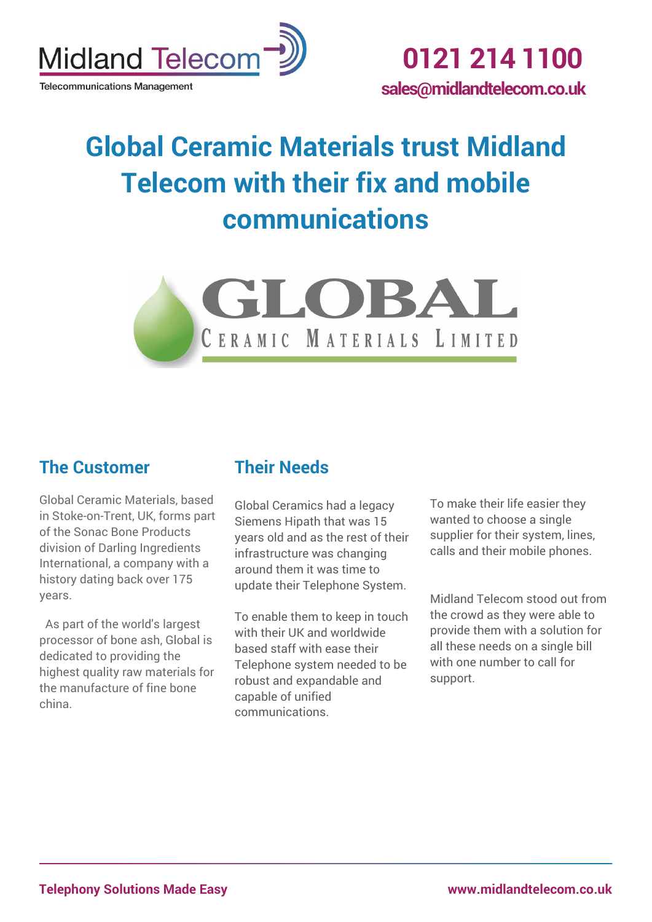Midland Telecom

Telecommunications Management

**0121 214 1100**

**sales@midlandtelecom.co.uk**

# Global Ceramic Materials trust Midland Telecom with their fix and mobile communications

GLOBAL

CERAMIC MATERIALS LIMITED

## The Customer

Global Ceramic Materials, based in Stoke-on-Trent, UK, forms part of the Sonac Bone Products division of Darling Ingredients International, a company with a history dating back over 175 years.

As part of the world's largest processor of bone ash, Global is dedicated to providing the highest quality raw materials for the manufacture of fine bone china.

## Their Needs

Global Ceramics had a legacy Siemens Hipath that was 15 years old and as the rest of their infrastructure was changing around them it was time to update their Telephone System.

To enable them to keep in touch with their UK and worldwide based staff with ease their Telephone system needed to be robust and expandable and capable of unified communications.

To make their life easier they wanted to choose a single supplier for their system, lines, calls and their mobile phones.

Midland Telecom stood out from the crowd as they were able to provide them with a solution for all these needs on a single bill with one number to call for support.

**Telephony Solutions Made Easy** **www.midlandtelecom.co.uk**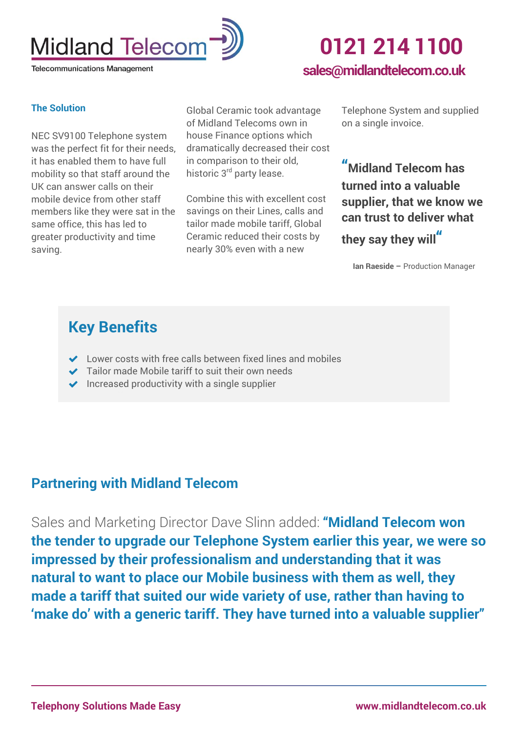## The Solution

NEC SV9100 Telephone system was the perfect fit for their needs, it has enabled them to have full mobility so that staff around the UK can answer calls on their mobile device from other staff members like they were sat in the same office, this has led to greater productivity and time saving.

Global Ceramic took advantage of Midland Telecoms own in house Finance options which dramatically decreased their cost in comparison to their old, historic 3rd party lease.

Combine this with excellent cost savings on their Lines, calls and tailor made mobile tariff, Global Ceramic reduced their costs by nearly 30% even with a new Telephone System and supplied on a single invoice.

> **“Midland Telecom has turned into a valuable supplier, that we know we can trust to deliver what they say they will“**
>
> **Ian Raeside –** Production Manager

## Key Benefits

- Lower costs with free calls between fixed lines and mobiles
- Tailor made Mobile tariff to suit their own needs
- Increased productivity with a single supplier

## Partnering with Midland Telecom

Sales and Marketing Director Dave Slinn added: **“Midland Telecom won the tender to upgrade our Telephone System earlier this year, we were so impressed by their professionalism and understanding that it was natural to want to place our Mobile business with them as well, they made a tariff that suited our wide variety of use, rather than having to ‘make do’ with a generic tariff. They have turned into a valuable supplier”**